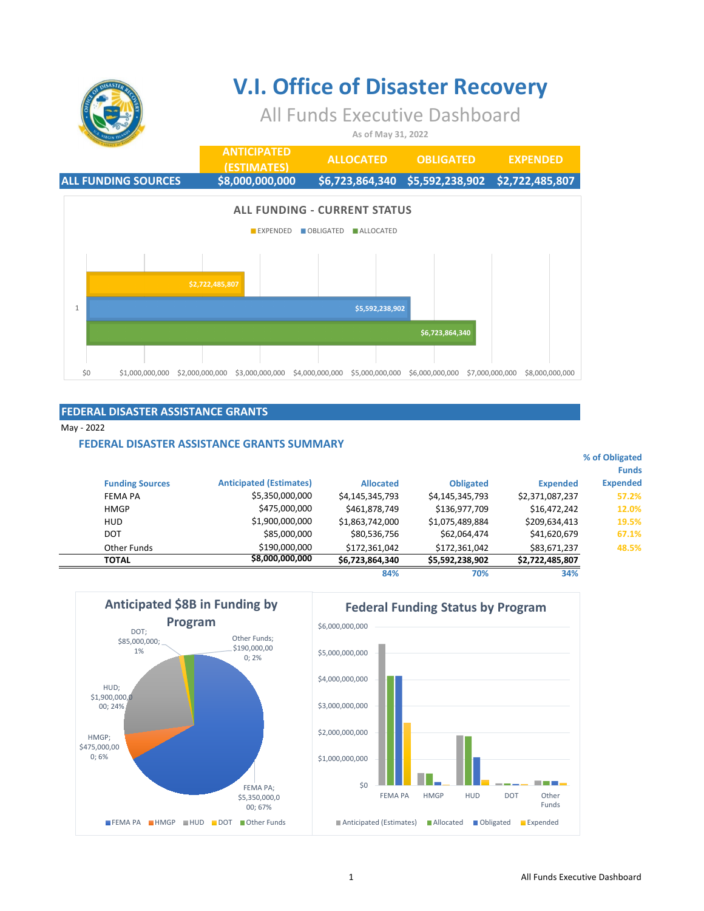# V.I. Office of Disaster Recovery

## All Funds Executive Dashboard

As of May 31, 2022

| | ANTICIPATED (ESTIMATES) | ALLOCATED | OBLIGATED | EXPENDED |
|---|---|---|---|---|
| ALL FUNDING SOURCES | $8,000,000,000 | $6,723,864,340 | $5,592,238,902 | $2,722,485,807 |

### ALL FUNDING - CURRENT STATUS

EXPENDED: $2,722,485,807
OBLIGATED: $5,592,238,902
ALLOCATED: $6,723,864,340

## FEDERAL DISASTER ASSISTANCE GRANTS

May - 2022

### FEDERAL DISASTER ASSISTANCE GRANTS SUMMARY

| Funding Sources | Anticipated (Estimates) | Allocated | Obligated | Expended | % of Obligated Funds Expended |
|---|---|---|---|---|---|
| FEMA PA | $5,350,000,000 | $4,145,345,793 | $4,145,345,793 | $2,371,087,237 | 57.2% |
| HMGP | $475,000,000 | $461,878,749 | $136,977,709 | $16,472,242 | 12.0% |
| HUD | $1,900,000,000 | $1,863,742,000 | $1,075,489,884 | $209,634,413 | 19.5% |
| DOT | $85,000,000 | $80,536,756 | $62,064,474 | $41,620,679 | 67.1% |
| Other Funds | $190,000,000 | $172,361,042 | $172,361,042 | $83,671,237 | 48.5% |
| **TOTAL** | **$8,000,000,000** | **$6,723,864,340** | **$5,592,238,902** | **$2,722,485,807** | |
| | | 84% | 70% | 34% | |

### Anticipated $8B in Funding by Program

FEMA PA; $5,350,000,000; 67%
HMGP; $475,000,000; 6%
HUD; $1,900,000,000; 24%
DOT; $85,000,000; 1%
Other Funds; $190,000,000; 2%

### Federal Funding Status by Program

Programs: FEMA PA, HMGP, HUD, DOT, Other Funds — Anticipated (Estimates), Allocated, Obligated, Expended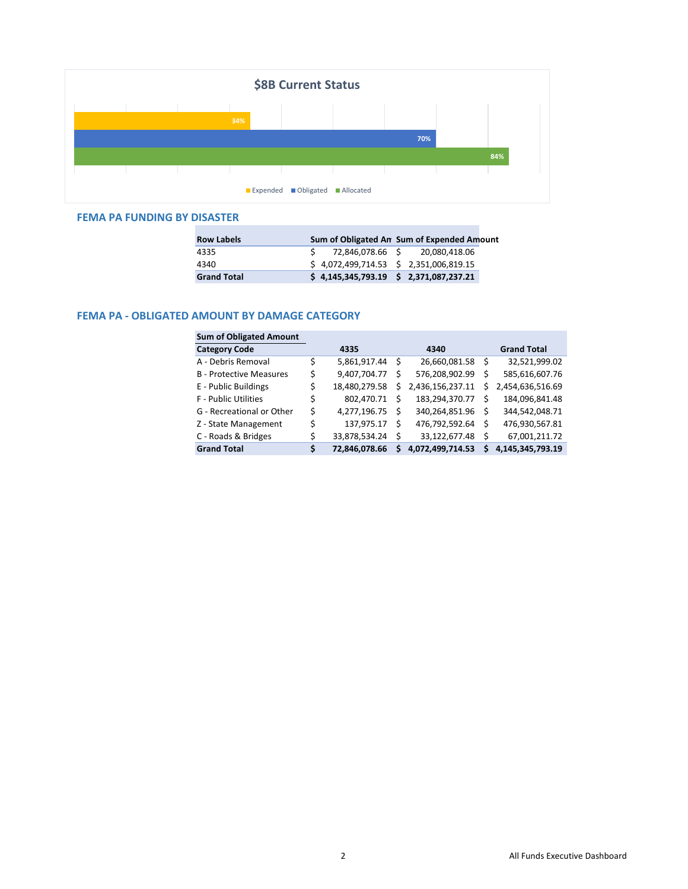## $8B Current Status

| Status | Percent |
|---|---|
| Expended | 34% |
| Obligated | 70% |
| Allocated | 84% |

## FEMA PA FUNDING BY DISASTER

| Row Labels | Sum of Obligated An | Sum of Expended Amount |
|---|---|---|
| 4335 | $ 72,846,078.66 | $ 20,080,418.06 |
| 4340 | $ 4,072,499,714.53 | $ 2,351,006,819.15 |
| **Grand Total** | **$ 4,145,345,793.19** | **$ 2,371,087,237.21** |

## FEMA PA - OBLIGATED AMOUNT BY DAMAGE CATEGORY

| Sum of Obligated Amount | | | |
|---|---|---|---|
| **Category Code** | **4335** | **4340** | **Grand Total** |
| A - Debris Removal | $ 5,861,917.44 | $ 26,660,081.58 | $ 32,521,999.02 |
| B - Protective Measures | $ 9,407,704.77 | $ 576,208,902.99 | $ 585,616,607.76 |
| E - Public Buildings | $ 18,480,279.58 | $ 2,436,156,237.11 | $ 2,454,636,516.69 |
| F - Public Utilities | $ 802,470.71 | $ 183,294,370.77 | $ 184,096,841.48 |
| G - Recreational or Other | $ 4,277,196.75 | $ 340,264,851.96 | $ 344,542,048.71 |
| Z - State Management | $ 137,975.17 | $ 476,792,592.64 | $ 476,930,567.81 |
| C - Roads & Bridges | $ 33,878,534.24 | $ 33,122,677.48 | $ 67,001,211.72 |
| **Grand Total** | **$ 72,846,078.66** | **$ 4,072,499,714.53** | **$ 4,145,345,793.19** |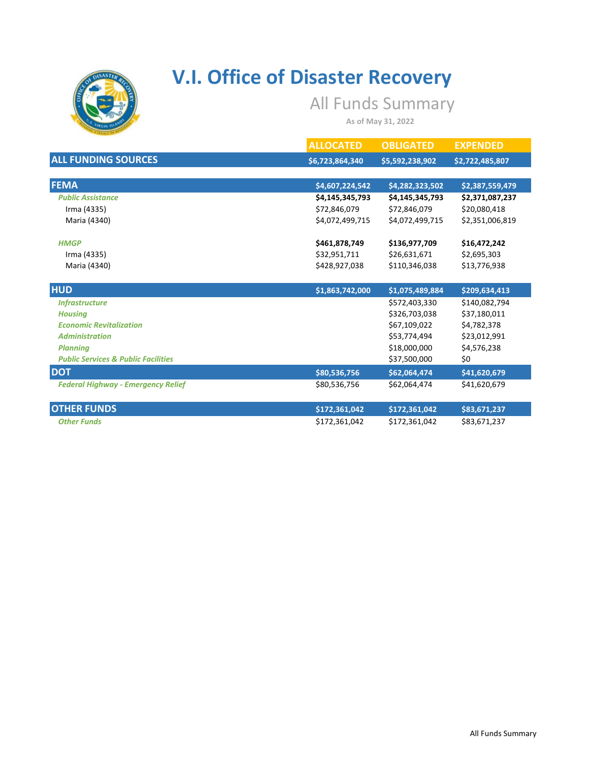# V.I. Office of Disaster Recovery

## All Funds Summary

**As of May 31, 2022**

| | ALLOCATED | OBLIGATED | EXPENDED |
|---|---|---|---|
| **ALL FUNDING SOURCES** | **$6,723,864,340** | **$5,592,238,902** | **$2,722,485,807** |
| | | | |
| **FEMA** | **$4,607,224,542** | **$4,282,323,502** | **$2,387,559,479** |
| ***Public Assistance*** | **$4,145,345,793** | **$4,145,345,793** | **$2,371,087,237** |
| Irma (4335) | $72,846,079 | $72,846,079 | $20,080,418 |
| Maria (4340) | $4,072,499,715 | $4,072,499,715 | $2,351,006,819 |
| | | | |
| ***HMGP*** | **$461,878,749** | **$136,977,709** | **$16,472,242** |
| Irma (4335) | $32,951,711 | $26,631,671 | $2,695,303 |
| Maria (4340) | $428,927,038 | $110,346,038 | $13,776,938 |
| | | | |
| **HUD** | **$1,863,742,000** | **$1,075,489,884** | **$209,634,413** |
| ***Infrastructure*** | | $572,403,330 | $140,082,794 |
| ***Housing*** | | $326,703,038 | $37,180,011 |
| ***Economic Revitalization*** | | $67,109,022 | $4,782,378 |
| ***Administration*** | | $53,774,494 | $23,012,991 |
| ***Planning*** | | $18,000,000 | $4,576,238 |
| ***Public Services & Public Facilities*** | | $37,500,000 | $0 |
| **DOT** | **$80,536,756** | **$62,064,474** | **$41,620,679** |
| ***Federal Highway - Emergency Relief*** | $80,536,756 | $62,064,474 | $41,620,679 |
| | | | |
| **OTHER FUNDS** | **$172,361,042** | **$172,361,042** | **$83,671,237** |
| ***Other Funds*** | $172,361,042 | $172,361,042 | $83,671,237 |